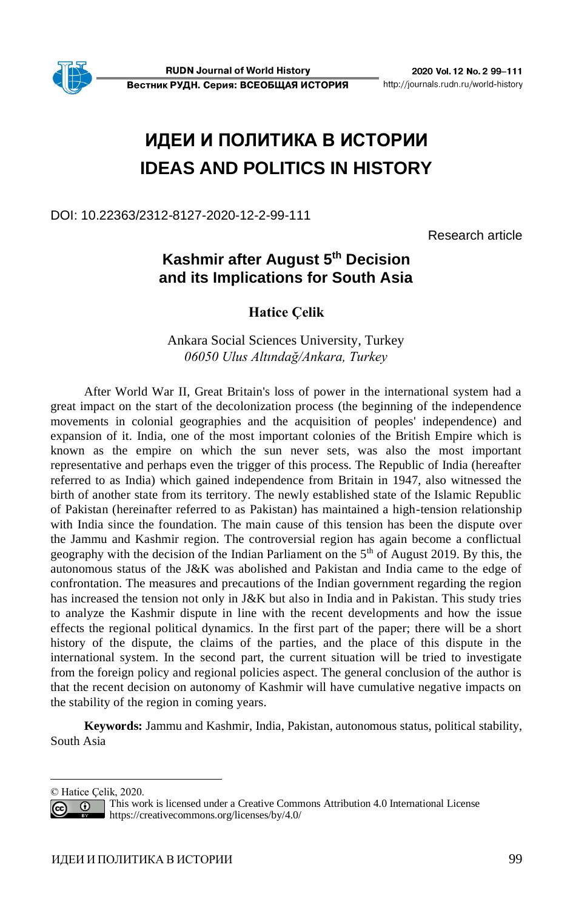# ИДЕИ И ПОЛИТИКА В ИСТОРИИ
# IDEAS AND POLITICS IN HISTORY

DOI: 10.22363/2312-8127-2020-12-2-99-111

Research article

## Kashmir after August 5th Decision and its Implications for South Asia

**Hatice Çelik**

Ankara Social Sciences University, Turkey
*06050 Ulus Altındağ/Ankara, Turkey*

After World War II, Great Britain's loss of power in the international system had a great impact on the start of the decolonization process (the beginning of the independence movements in colonial geographies and the acquisition of peoples' independence) and expansion of it. India, one of the most important colonies of the British Empire which is known as the empire on which the sun never sets, was also the most important representative and perhaps even the trigger of this process. The Republic of India (hereafter referred to as India) which gained independence from Britain in 1947, also witnessed the birth of another state from its territory. The newly established state of the Islamic Republic of Pakistan (hereinafter referred to as Pakistan) has maintained a high-tension relationship with India since the foundation. The main cause of this tension has been the dispute over the Jammu and Kashmir region. The controversial region has again become a conflictual geography with the decision of the Indian Parliament on the 5th of August 2019. By this, the autonomous status of the J&K was abolished and Pakistan and India came to the edge of confrontation. The measures and precautions of the Indian government regarding the region has increased the tension not only in J&K but also in India and in Pakistan. This study tries to analyze the Kashmir dispute in line with the recent developments and how the issue effects the regional political dynamics. In the first part of the paper; there will be a short history of the dispute, the claims of the parties, and the place of this dispute in the international system. In the second part, the current situation will be tried to investigate from the foreign policy and regional policies aspect. The general conclusion of the author is that the recent decision on autonomy of Kashmir will have cumulative negative impacts on the stability of the region in coming years.

**Keywords:** Jammu and Kashmir, India, Pakistan, autonomous status, political stability, South Asia

---

© Hatice Çelik, 2020.

This work is licensed under a Creative Commons Attribution 4.0 International License https://creativecommons.org/licenses/by/4.0/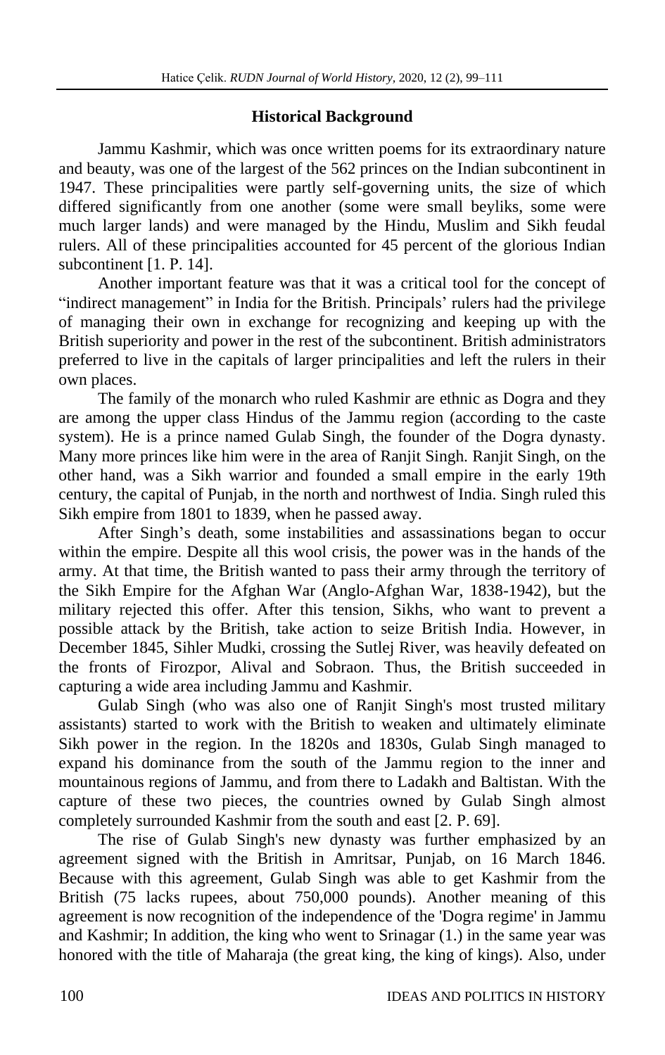## Historical Background

Jammu Kashmir, which was once written poems for its extraordinary nature and beauty, was one of the largest of the 562 princes on the Indian subcontinent in 1947. These principalities were partly self-governing units, the size of which differed significantly from one another (some were small beyliks, some were much larger lands) and were managed by the Hindu, Muslim and Sikh feudal rulers. All of these principalities accounted for 45 percent of the glorious Indian subcontinent [1. P. 14].

Another important feature was that it was a critical tool for the concept of "indirect management" in India for the British. Principals' rulers had the privilege of managing their own in exchange for recognizing and keeping up with the British superiority and power in the rest of the subcontinent. British administrators preferred to live in the capitals of larger principalities and left the rulers in their own places.

The family of the monarch who ruled Kashmir are ethnic as Dogra and they are among the upper class Hindus of the Jammu region (according to the caste system). He is a prince named Gulab Singh, the founder of the Dogra dynasty. Many more princes like him were in the area of Ranjit Singh. Ranjit Singh, on the other hand, was a Sikh warrior and founded a small empire in the early 19th century, the capital of Punjab, in the north and northwest of India. Singh ruled this Sikh empire from 1801 to 1839, when he passed away.

After Singh's death, some instabilities and assassinations began to occur within the empire. Despite all this wool crisis, the power was in the hands of the army. At that time, the British wanted to pass their army through the territory of the Sikh Empire for the Afghan War (Anglo-Afghan War, 1838-1942), but the military rejected this offer. After this tension, Sikhs, who want to prevent a possible attack by the British, take action to seize British India. However, in December 1845, Sihler Mudki, crossing the Sutlej River, was heavily defeated on the fronts of Firozpor, Alival and Sobraon. Thus, the British succeeded in capturing a wide area including Jammu and Kashmir.

Gulab Singh (who was also one of Ranjit Singh's most trusted military assistants) started to work with the British to weaken and ultimately eliminate Sikh power in the region. In the 1820s and 1830s, Gulab Singh managed to expand his dominance from the south of the Jammu region to the inner and mountainous regions of Jammu, and from there to Ladakh and Baltistan. With the capture of these two pieces, the countries owned by Gulab Singh almost completely surrounded Kashmir from the south and east [2. P. 69].

The rise of Gulab Singh's new dynasty was further emphasized by an agreement signed with the British in Amritsar, Punjab, on 16 March 1846. Because with this agreement, Gulab Singh was able to get Kashmir from the British (75 lacks rupees, about 750,000 pounds). Another meaning of this agreement is now recognition of the independence of the 'Dogra regime' in Jammu and Kashmir; In addition, the king who went to Srinagar (1.) in the same year was honored with the title of Maharaja (the great king, the king of kings). Also, under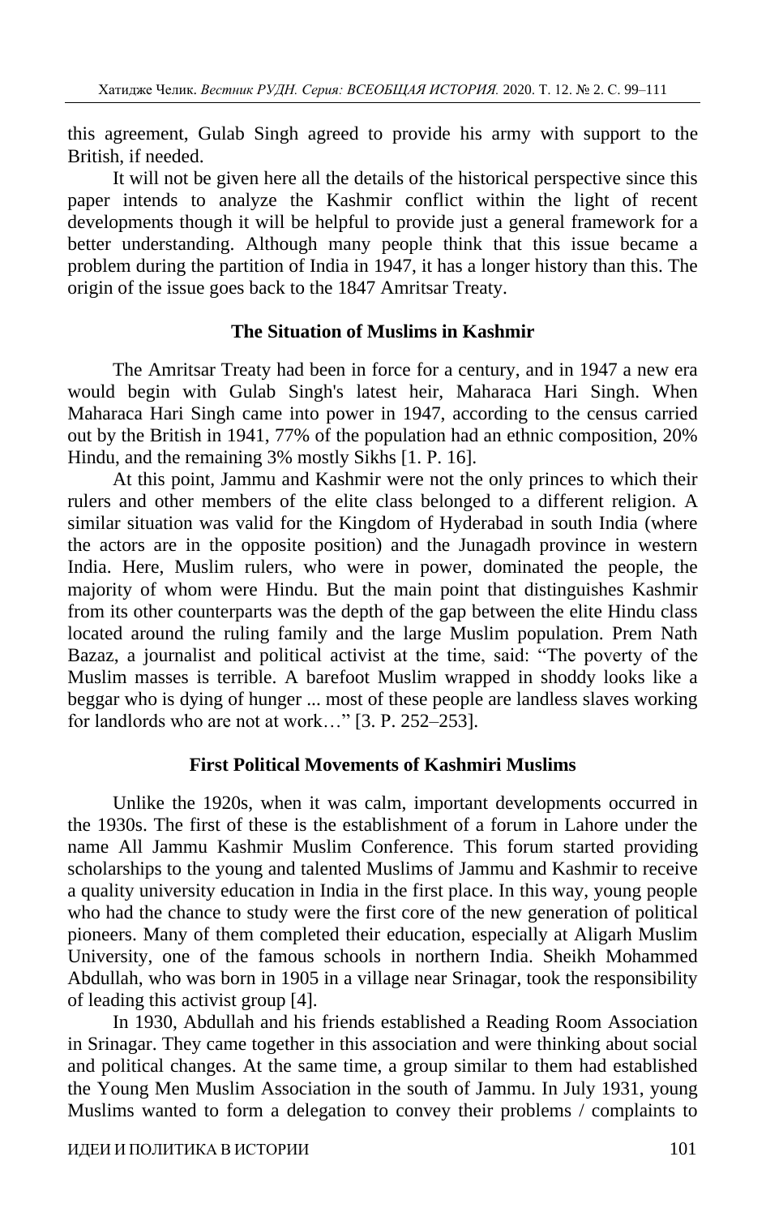this agreement, Gulab Singh agreed to provide his army with support to the British, if needed.

It will not be given here all the details of the historical perspective since this paper intends to analyze the Kashmir conflict within the light of recent developments though it will be helpful to provide just a general framework for a better understanding. Although many people think that this issue became a problem during the partition of India in 1947, it has a longer history than this. The origin of the issue goes back to the 1847 Amritsar Treaty.

## The Situation of Muslims in Kashmir

The Amritsar Treaty had been in force for a century, and in 1947 a new era would begin with Gulab Singh's latest heir, Maharaca Hari Singh. When Maharaca Hari Singh came into power in 1947, according to the census carried out by the British in 1941, 77% of the population had an ethnic composition, 20% Hindu, and the remaining 3% mostly Sikhs [1. P. 16].

At this point, Jammu and Kashmir were not the only princes to which their rulers and other members of the elite class belonged to a different religion. A similar situation was valid for the Kingdom of Hyderabad in south India (where the actors are in the opposite position) and the Junagadh province in western India. Here, Muslim rulers, who were in power, dominated the people, the majority of whom were Hindu. But the main point that distinguishes Kashmir from its other counterparts was the depth of the gap between the elite Hindu class located around the ruling family and the large Muslim population. Prem Nath Bazaz, a journalist and political activist at the time, said: "The poverty of the Muslim masses is terrible. A barefoot Muslim wrapped in shoddy looks like a beggar who is dying of hunger ... most of these people are landless slaves working for landlords who are not at work…" [3. P. 252–253].

## First Political Movements of Kashmiri Muslims

Unlike the 1920s, when it was calm, important developments occurred in the 1930s. The first of these is the establishment of a forum in Lahore under the name All Jammu Kashmir Muslim Conference. This forum started providing scholarships to the young and talented Muslims of Jammu and Kashmir to receive a quality university education in India in the first place. In this way, young people who had the chance to study were the first core of the new generation of political pioneers. Many of them completed their education, especially at Aligarh Muslim University, one of the famous schools in northern India. Sheikh Mohammed Abdullah, who was born in 1905 in a village near Srinagar, took the responsibility of leading this activist group [4].

In 1930, Abdullah and his friends established a Reading Room Association in Srinagar. They came together in this association and were thinking about social and political changes. At the same time, a group similar to them had established the Young Men Muslim Association in the south of Jammu. In July 1931, young Muslims wanted to form a delegation to convey their problems / complaints to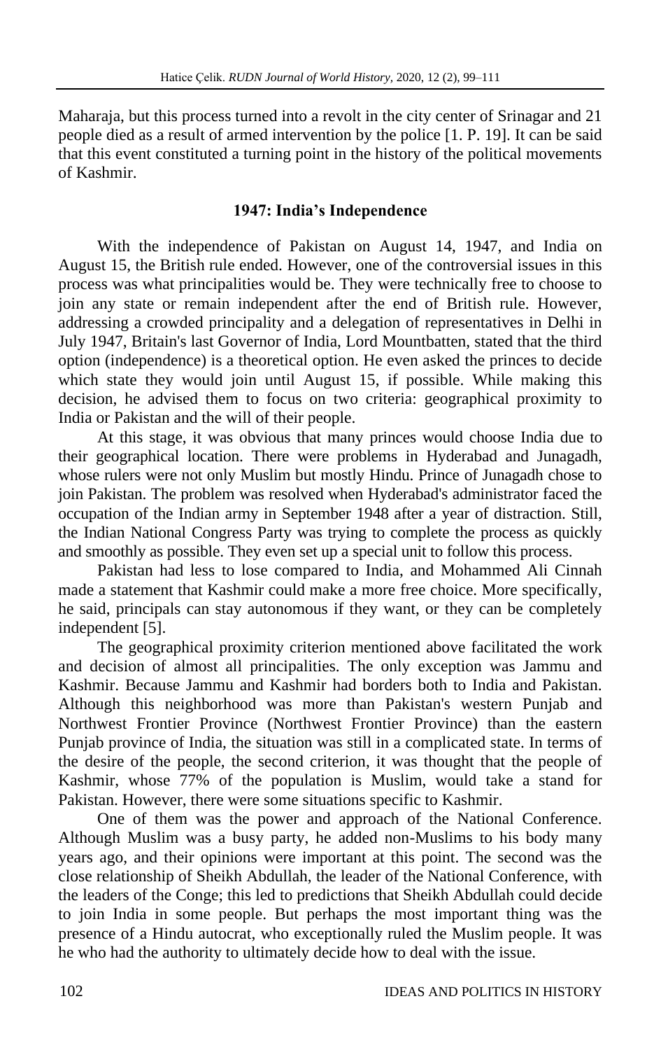Maharaja, but this process turned into a revolt in the city center of Srinagar and 21 people died as a result of armed intervention by the police [1. P. 19]. It can be said that this event constituted a turning point in the history of the political movements of Kashmir.

## 1947: India's Independence

With the independence of Pakistan on August 14, 1947, and India on August 15, the British rule ended. However, one of the controversial issues in this process was what principalities would be. They were technically free to choose to join any state or remain independent after the end of British rule. However, addressing a crowded principality and a delegation of representatives in Delhi in July 1947, Britain's last Governor of India, Lord Mountbatten, stated that the third option (independence) is a theoretical option. He even asked the princes to decide which state they would join until August 15, if possible. While making this decision, he advised them to focus on two criteria: geographical proximity to India or Pakistan and the will of their people.

At this stage, it was obvious that many princes would choose India due to their geographical location. There were problems in Hyderabad and Junagadh, whose rulers were not only Muslim but mostly Hindu. Prince of Junagadh chose to join Pakistan. The problem was resolved when Hyderabad's administrator faced the occupation of the Indian army in September 1948 after a year of distraction. Still, the Indian National Congress Party was trying to complete the process as quickly and smoothly as possible. They even set up a special unit to follow this process.

Pakistan had less to lose compared to India, and Mohammed Ali Cinnah made a statement that Kashmir could make a more free choice. More specifically, he said, principals can stay autonomous if they want, or they can be completely independent [5].

The geographical proximity criterion mentioned above facilitated the work and decision of almost all principalities. The only exception was Jammu and Kashmir. Because Jammu and Kashmir had borders both to India and Pakistan. Although this neighborhood was more than Pakistan's western Punjab and Northwest Frontier Province (Northwest Frontier Province) than the eastern Punjab province of India, the situation was still in a complicated state. In terms of the desire of the people, the second criterion, it was thought that the people of Kashmir, whose 77% of the population is Muslim, would take a stand for Pakistan. However, there were some situations specific to Kashmir.

One of them was the power and approach of the National Conference. Although Muslim was a busy party, he added non-Muslims to his body many years ago, and their opinions were important at this point. The second was the close relationship of Sheikh Abdullah, the leader of the National Conference, with the leaders of the Conge; this led to predictions that Sheikh Abdullah could decide to join India in some people. But perhaps the most important thing was the presence of a Hindu autocrat, who exceptionally ruled the Muslim people. It was he who had the authority to ultimately decide how to deal with the issue.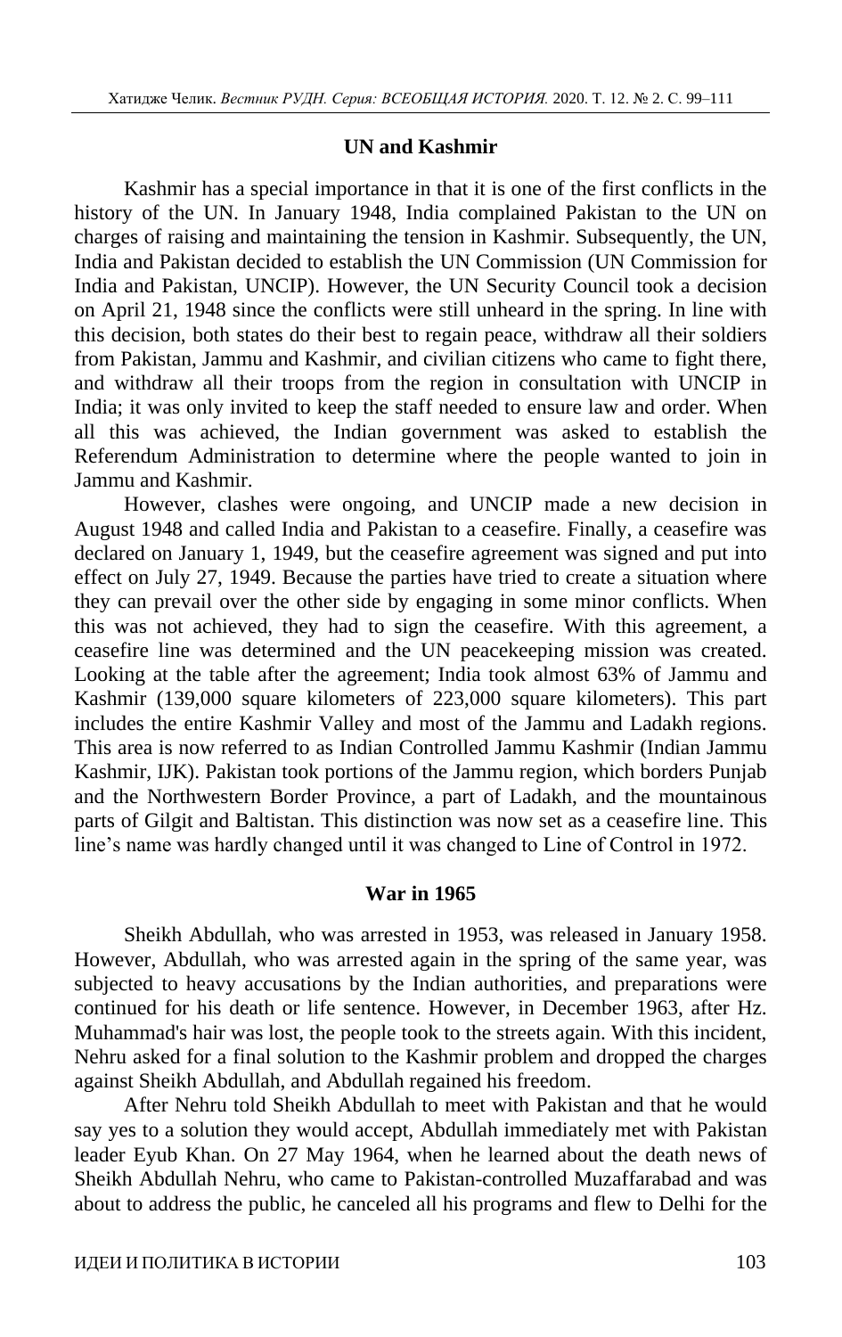## UN and Kashmir

Kashmir has a special importance in that it is one of the first conflicts in the history of the UN. In January 1948, India complained Pakistan to the UN on charges of raising and maintaining the tension in Kashmir. Subsequently, the UN, India and Pakistan decided to establish the UN Commission (UN Commission for India and Pakistan, UNCIP). However, the UN Security Council took a decision on April 21, 1948 since the conflicts were still unheard in the spring. In line with this decision, both states do their best to regain peace, withdraw all their soldiers from Pakistan, Jammu and Kashmir, and civilian citizens who came to fight there, and withdraw all their troops from the region in consultation with UNCIP in India; it was only invited to keep the staff needed to ensure law and order. When all this was achieved, the Indian government was asked to establish the Referendum Administration to determine where the people wanted to join in Jammu and Kashmir.

However, clashes were ongoing, and UNCIP made a new decision in August 1948 and called India and Pakistan to a ceasefire. Finally, a ceasefire was declared on January 1, 1949, but the ceasefire agreement was signed and put into effect on July 27, 1949. Because the parties have tried to create a situation where they can prevail over the other side by engaging in some minor conflicts. When this was not achieved, they had to sign the ceasefire. With this agreement, a ceasefire line was determined and the UN peacekeeping mission was created. Looking at the table after the agreement; India took almost 63% of Jammu and Kashmir (139,000 square kilometers of 223,000 square kilometers). This part includes the entire Kashmir Valley and most of the Jammu and Ladakh regions. This area is now referred to as Indian Controlled Jammu Kashmir (Indian Jammu Kashmir, IJK). Pakistan took portions of the Jammu region, which borders Punjab and the Northwestern Border Province, a part of Ladakh, and the mountainous parts of Gilgit and Baltistan. This distinction was now set as a ceasefire line. This line's name was hardly changed until it was changed to Line of Control in 1972.

## War in 1965

Sheikh Abdullah, who was arrested in 1953, was released in January 1958. However, Abdullah, who was arrested again in the spring of the same year, was subjected to heavy accusations by the Indian authorities, and preparations were continued for his death or life sentence. However, in December 1963, after Hz. Muhammad's hair was lost, the people took to the streets again. With this incident, Nehru asked for a final solution to the Kashmir problem and dropped the charges against Sheikh Abdullah, and Abdullah regained his freedom.

After Nehru told Sheikh Abdullah to meet with Pakistan and that he would say yes to a solution they would accept, Abdullah immediately met with Pakistan leader Eyub Khan. On 27 May 1964, when he learned about the death news of Sheikh Abdullah Nehru, who came to Pakistan-controlled Muzaffarabad and was about to address the public, he canceled all his programs and flew to Delhi for the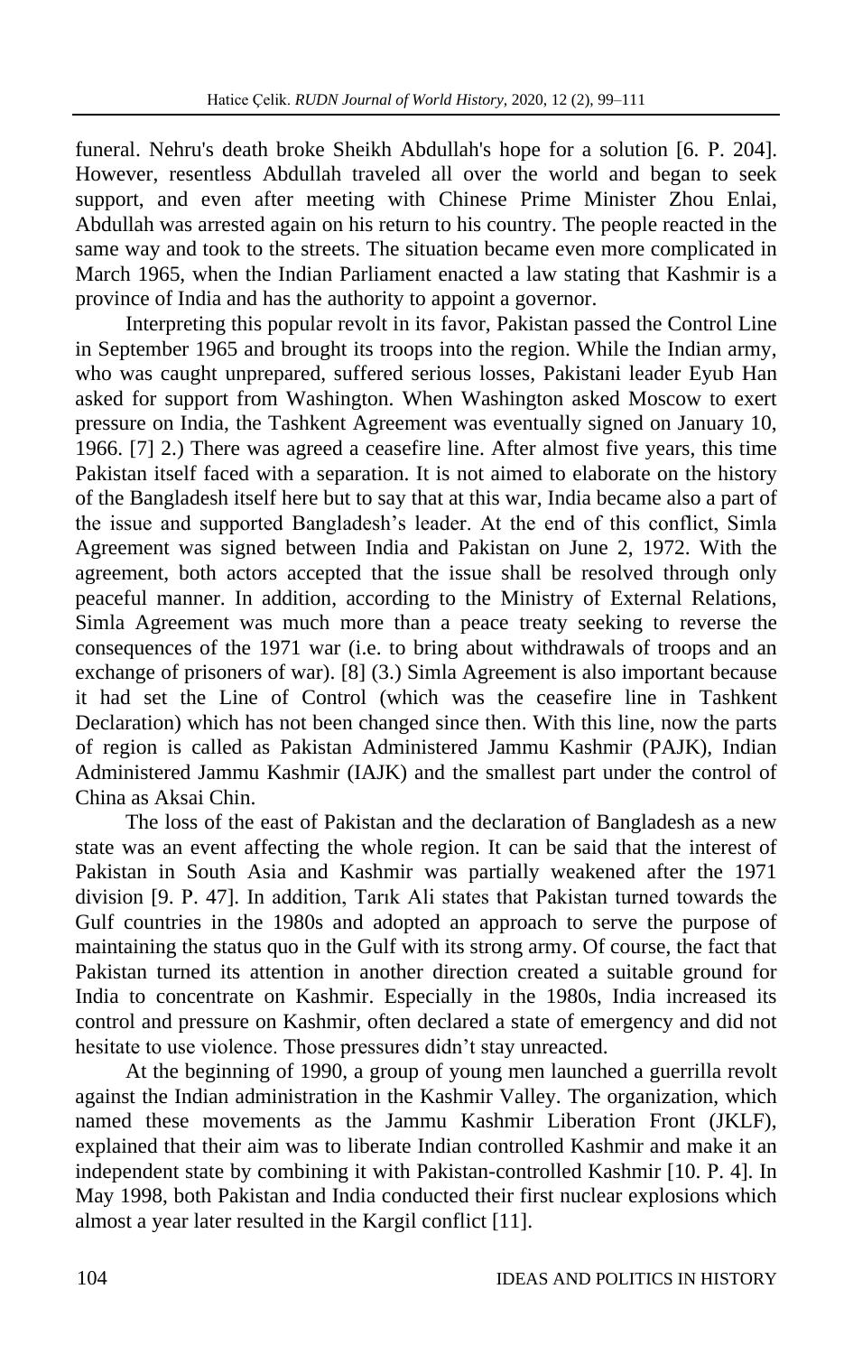funeral. Nehru's death broke Sheikh Abdullah's hope for a solution [6. P. 204]. However, resentless Abdullah traveled all over the world and began to seek support, and even after meeting with Chinese Prime Minister Zhou Enlai, Abdullah was arrested again on his return to his country. The people reacted in the same way and took to the streets. The situation became even more complicated in March 1965, when the Indian Parliament enacted a law stating that Kashmir is a province of India and has the authority to appoint a governor.

Interpreting this popular revolt in its favor, Pakistan passed the Control Line in September 1965 and brought its troops into the region. While the Indian army, who was caught unprepared, suffered serious losses, Pakistani leader Eyub Han asked for support from Washington. When Washington asked Moscow to exert pressure on India, the Tashkent Agreement was eventually signed on January 10, 1966. [7] 2.) There was agreed a ceasefire line. After almost five years, this time Pakistan itself faced with a separation. It is not aimed to elaborate on the history of the Bangladesh itself here but to say that at this war, India became also a part of the issue and supported Bangladesh's leader. At the end of this conflict, Simla Agreement was signed between India and Pakistan on June 2, 1972. With the agreement, both actors accepted that the issue shall be resolved through only peaceful manner. In addition, according to the Ministry of External Relations, Simla Agreement was much more than a peace treaty seeking to reverse the consequences of the 1971 war (i.e. to bring about withdrawals of troops and an exchange of prisoners of war). [8] (3.) Simla Agreement is also important because it had set the Line of Control (which was the ceasefire line in Tashkent Declaration) which has not been changed since then. With this line, now the parts of region is called as Pakistan Administered Jammu Kashmir (PAJK), Indian Administered Jammu Kashmir (IAJK) and the smallest part under the control of China as Aksai Chin.

The loss of the east of Pakistan and the declaration of Bangladesh as a new state was an event affecting the whole region. It can be said that the interest of Pakistan in South Asia and Kashmir was partially weakened after the 1971 division [9. P. 47]. In addition, Tarık Ali states that Pakistan turned towards the Gulf countries in the 1980s and adopted an approach to serve the purpose of maintaining the status quo in the Gulf with its strong army. Of course, the fact that Pakistan turned its attention in another direction created a suitable ground for India to concentrate on Kashmir. Especially in the 1980s, India increased its control and pressure on Kashmir, often declared a state of emergency and did not hesitate to use violence. Those pressures didn't stay unreacted.

At the beginning of 1990, a group of young men launched a guerrilla revolt against the Indian administration in the Kashmir Valley. The organization, which named these movements as the Jammu Kashmir Liberation Front (JKLF), explained that their aim was to liberate Indian controlled Kashmir and make it an independent state by combining it with Pakistan-controlled Kashmir [10. P. 4]. In May 1998, both Pakistan and India conducted their first nuclear explosions which almost a year later resulted in the Kargil conflict [11].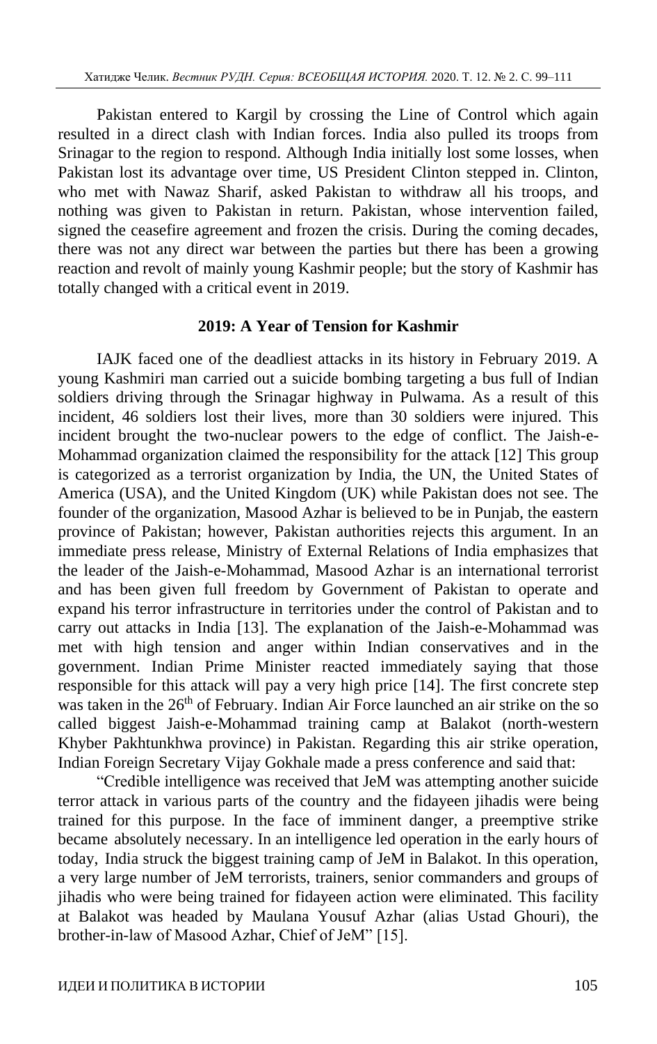Pakistan entered to Kargil by crossing the Line of Control which again resulted in a direct clash with Indian forces. India also pulled its troops from Srinagar to the region to respond. Although India initially lost some losses, when Pakistan lost its advantage over time, US President Clinton stepped in. Clinton, who met with Nawaz Sharif, asked Pakistan to withdraw all his troops, and nothing was given to Pakistan in return. Pakistan, whose intervention failed, signed the ceasefire agreement and frozen the crisis. During the coming decades, there was not any direct war between the parties but there has been a growing reaction and revolt of mainly young Kashmir people; but the story of Kashmir has totally changed with a critical event in 2019.

## 2019: A Year of Tension for Kashmir

IAJK faced one of the deadliest attacks in its history in February 2019. A young Kashmiri man carried out a suicide bombing targeting a bus full of Indian soldiers driving through the Srinagar highway in Pulwama. As a result of this incident, 46 soldiers lost their lives, more than 30 soldiers were injured. This incident brought the two-nuclear powers to the edge of conflict. The Jaish-e-Mohammad organization claimed the responsibility for the attack [12] This group is categorized as a terrorist organization by India, the UN, the United States of America (USA), and the United Kingdom (UK) while Pakistan does not see. The founder of the organization, Masood Azhar is believed to be in Punjab, the eastern province of Pakistan; however, Pakistan authorities rejects this argument. In an immediate press release, Ministry of External Relations of India emphasizes that the leader of the Jaish-e-Mohammad, Masood Azhar is an international terrorist and has been given full freedom by Government of Pakistan to operate and expand his terror infrastructure in territories under the control of Pakistan and to carry out attacks in India [13]. The explanation of the Jaish-e-Mohammad was met with high tension and anger within Indian conservatives and in the government. Indian Prime Minister reacted immediately saying that those responsible for this attack will pay a very high price [14]. The first concrete step was taken in the 26th of February. Indian Air Force launched an air strike on the so called biggest Jaish-e-Mohammad training camp at Balakot (north-western Khyber Pakhtunkhwa province) in Pakistan. Regarding this air strike operation, Indian Foreign Secretary Vijay Gokhale made a press conference and said that:

"Credible intelligence was received that JeM was attempting another suicide terror attack in various parts of the country and the fidayeen jihadis were being trained for this purpose. In the face of imminent danger, a preemptive strike became absolutely necessary. In an intelligence led operation in the early hours of today, India struck the biggest training camp of JeM in Balakot. In this operation, a very large number of JeM terrorists, trainers, senior commanders and groups of jihadis who were being trained for fidayeen action were eliminated. This facility at Balakot was headed by Maulana Yousuf Azhar (alias Ustad Ghouri), the brother-in-law of Masood Azhar, Chief of JeM" [15].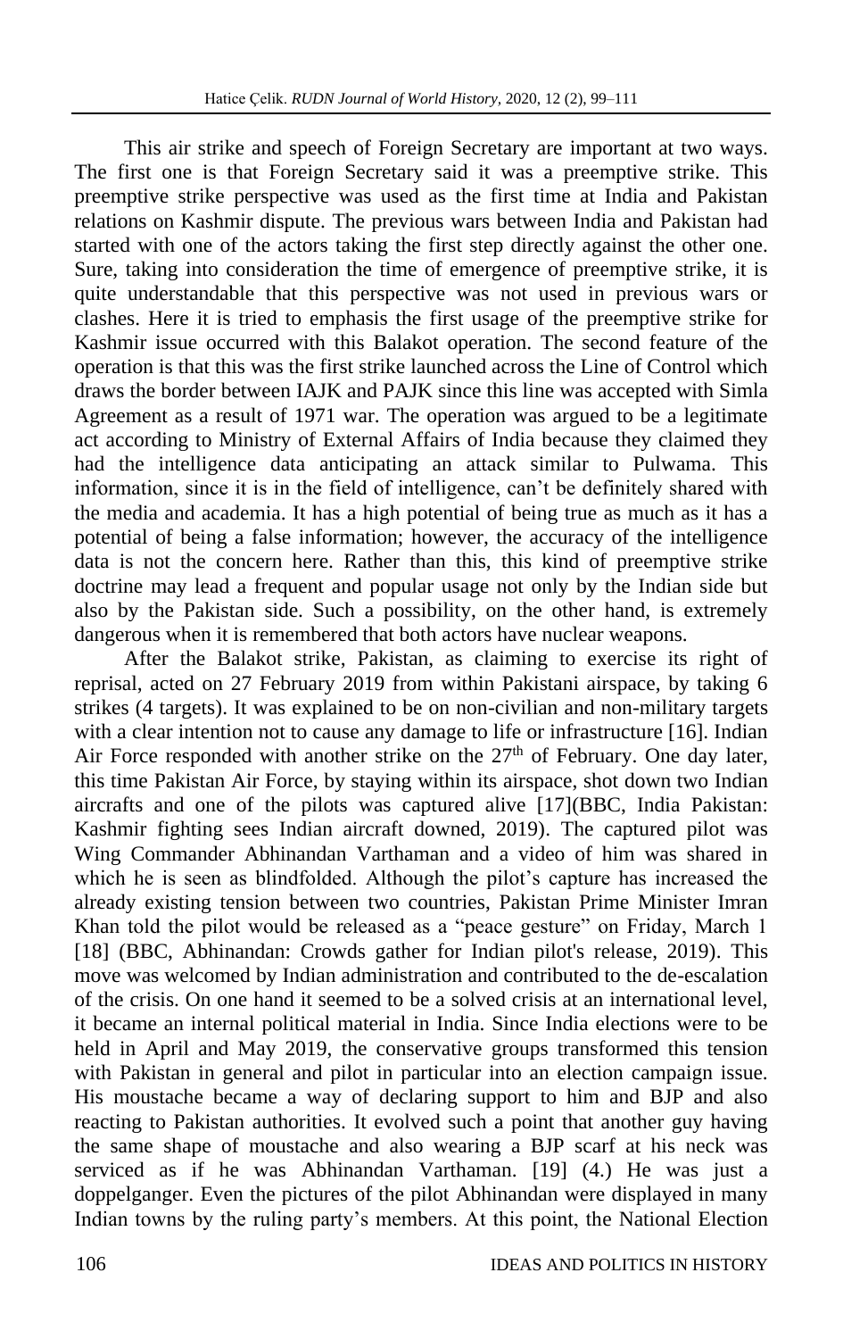This air strike and speech of Foreign Secretary are important at two ways. The first one is that Foreign Secretary said it was a preemptive strike. This preemptive strike perspective was used as the first time at India and Pakistan relations on Kashmir dispute. The previous wars between India and Pakistan had started with one of the actors taking the first step directly against the other one. Sure, taking into consideration the time of emergence of preemptive strike, it is quite understandable that this perspective was not used in previous wars or clashes. Here it is tried to emphasis the first usage of the preemptive strike for Kashmir issue occurred with this Balakot operation. The second feature of the operation is that this was the first strike launched across the Line of Control which draws the border between IAJK and PAJK since this line was accepted with Simla Agreement as a result of 1971 war. The operation was argued to be a legitimate act according to Ministry of External Affairs of India because they claimed they had the intelligence data anticipating an attack similar to Pulwama. This information, since it is in the field of intelligence, can't be definitely shared with the media and academia. It has a high potential of being true as much as it has a potential of being a false information; however, the accuracy of the intelligence data is not the concern here. Rather than this, this kind of preemptive strike doctrine may lead a frequent and popular usage not only by the Indian side but also by the Pakistan side. Such a possibility, on the other hand, is extremely dangerous when it is remembered that both actors have nuclear weapons.

After the Balakot strike, Pakistan, as claiming to exercise its right of reprisal, acted on 27 February 2019 from within Pakistani airspace, by taking 6 strikes (4 targets). It was explained to be on non-civilian and non-military targets with a clear intention not to cause any damage to life or infrastructure [16]. Indian Air Force responded with another strike on the 27th of February. One day later, this time Pakistan Air Force, by staying within its airspace, shot down two Indian aircrafts and one of the pilots was captured alive [17](BBC, India Pakistan: Kashmir fighting sees Indian aircraft downed, 2019). The captured pilot was Wing Commander Abhinandan Varthaman and a video of him was shared in which he is seen as blindfolded. Although the pilot's capture has increased the already existing tension between two countries, Pakistan Prime Minister Imran Khan told the pilot would be released as a "peace gesture" on Friday, March 1 [18] (BBC, Abhinandan: Crowds gather for Indian pilot's release, 2019). This move was welcomed by Indian administration and contributed to the de-escalation of the crisis. On one hand it seemed to be a solved crisis at an international level, it became an internal political material in India. Since India elections were to be held in April and May 2019, the conservative groups transformed this tension with Pakistan in general and pilot in particular into an election campaign issue. His moustache became a way of declaring support to him and BJP and also reacting to Pakistan authorities. It evolved such a point that another guy having the same shape of moustache and also wearing a BJP scarf at his neck was serviced as if he was Abhinandan Varthaman. [19] (4.) He was just a doppelganger. Even the pictures of the pilot Abhinandan were displayed in many Indian towns by the ruling party's members. At this point, the National Election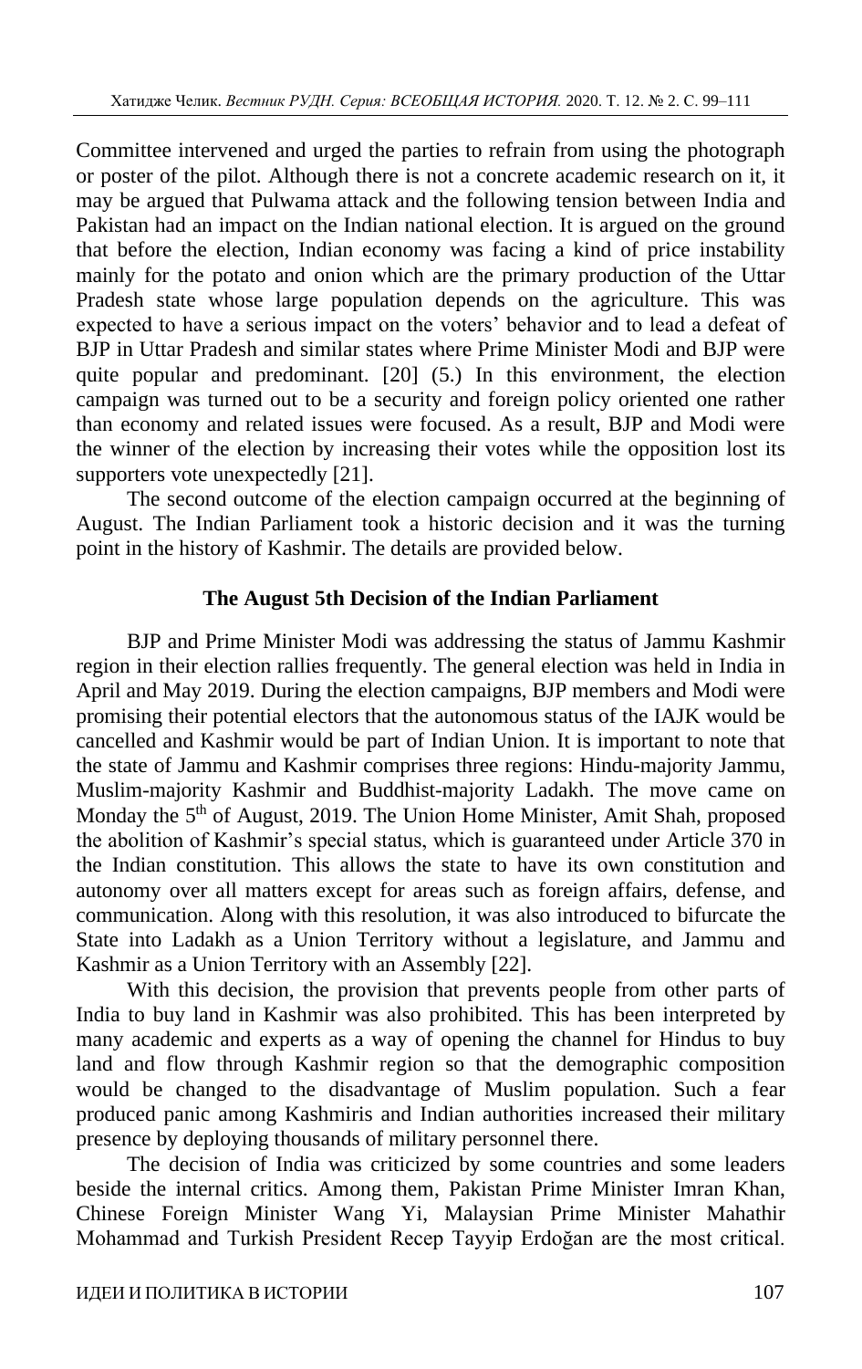Committee intervened and urged the parties to refrain from using the photograph or poster of the pilot. Although there is not a concrete academic research on it, it may be argued that Pulwama attack and the following tension between India and Pakistan had an impact on the Indian national election. It is argued on the ground that before the election, Indian economy was facing a kind of price instability mainly for the potato and onion which are the primary production of the Uttar Pradesh state whose large population depends on the agriculture. This was expected to have a serious impact on the voters' behavior and to lead a defeat of BJP in Uttar Pradesh and similar states where Prime Minister Modi and BJP were quite popular and predominant. [20] (5.) In this environment, the election campaign was turned out to be a security and foreign policy oriented one rather than economy and related issues were focused. As a result, BJP and Modi were the winner of the election by increasing their votes while the opposition lost its supporters vote unexpectedly [21].

The second outcome of the election campaign occurred at the beginning of August. The Indian Parliament took a historic decision and it was the turning point in the history of Kashmir. The details are provided below.

### The August 5th Decision of the Indian Parliament

BJP and Prime Minister Modi was addressing the status of Jammu Kashmir region in their election rallies frequently. The general election was held in India in April and May 2019. During the election campaigns, BJP members and Modi were promising their potential electors that the autonomous status of the IAJK would be cancelled and Kashmir would be part of Indian Union. It is important to note that the state of Jammu and Kashmir comprises three regions: Hindu-majority Jammu, Muslim-majority Kashmir and Buddhist-majority Ladakh. The move came on Monday the 5th of August, 2019. The Union Home Minister, Amit Shah, proposed the abolition of Kashmir's special status, which is guaranteed under Article 370 in the Indian constitution. This allows the state to have its own constitution and autonomy over all matters except for areas such as foreign affairs, defense, and communication. Along with this resolution, it was also introduced to bifurcate the State into Ladakh as a Union Territory without a legislature, and Jammu and Kashmir as a Union Territory with an Assembly [22].

With this decision, the provision that prevents people from other parts of India to buy land in Kashmir was also prohibited. This has been interpreted by many academic and experts as a way of opening the channel for Hindus to buy land and flow through Kashmir region so that the demographic composition would be changed to the disadvantage of Muslim population. Such a fear produced panic among Kashmiris and Indian authorities increased their military presence by deploying thousands of military personnel there.

The decision of India was criticized by some countries and some leaders beside the internal critics. Among them, Pakistan Prime Minister Imran Khan, Chinese Foreign Minister Wang Yi, Malaysian Prime Minister Mahathir Mohammad and Turkish President Recep Tayyip Erdoğan are the most critical.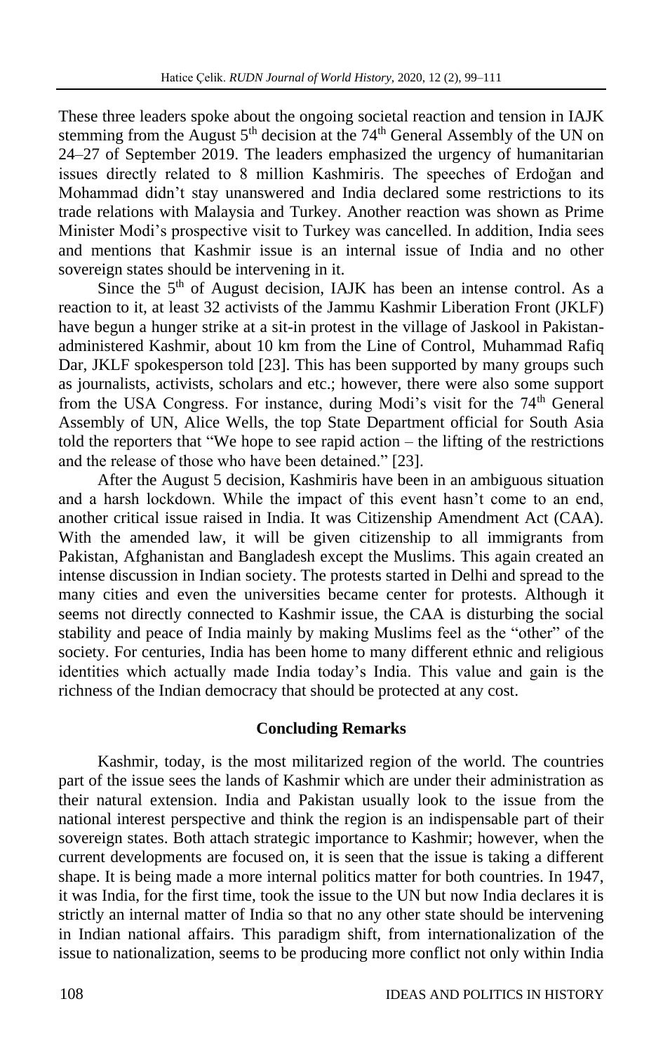These three leaders spoke about the ongoing societal reaction and tension in IAJK stemming from the August 5th decision at the 74th General Assembly of the UN on 24–27 of September 2019. The leaders emphasized the urgency of humanitarian issues directly related to 8 million Kashmiris. The speeches of Erdoğan and Mohammad didn't stay unanswered and India declared some restrictions to its trade relations with Malaysia and Turkey. Another reaction was shown as Prime Minister Modi's prospective visit to Turkey was cancelled. In addition, India sees and mentions that Kashmir issue is an internal issue of India and no other sovereign states should be intervening in it.

Since the 5th of August decision, IAJK has been an intense control. As a reaction to it, at least 32 activists of the Jammu Kashmir Liberation Front (JKLF) have begun a hunger strike at a sit-in protest in the village of Jaskool in Pakistan-administered Kashmir, about 10 km from the Line of Control, Muhammad Rafiq Dar, JKLF spokesperson told [23]. This has been supported by many groups such as journalists, activists, scholars and etc.; however, there were also some support from the USA Congress. For instance, during Modi's visit for the 74th General Assembly of UN, Alice Wells, the top State Department official for South Asia told the reporters that "We hope to see rapid action – the lifting of the restrictions and the release of those who have been detained." [23].

After the August 5 decision, Kashmiris have been in an ambiguous situation and a harsh lockdown. While the impact of this event hasn't come to an end, another critical issue raised in India. It was Citizenship Amendment Act (CAA). With the amended law, it will be given citizenship to all immigrants from Pakistan, Afghanistan and Bangladesh except the Muslims. This again created an intense discussion in Indian society. The protests started in Delhi and spread to the many cities and even the universities became center for protests. Although it seems not directly connected to Kashmir issue, the CAA is disturbing the social stability and peace of India mainly by making Muslims feel as the "other" of the society. For centuries, India has been home to many different ethnic and religious identities which actually made India today's India. This value and gain is the richness of the Indian democracy that should be protected at any cost.

## Concluding Remarks

Kashmir, today, is the most militarized region of the world. The countries part of the issue sees the lands of Kashmir which are under their administration as their natural extension. India and Pakistan usually look to the issue from the national interest perspective and think the region is an indispensable part of their sovereign states. Both attach strategic importance to Kashmir; however, when the current developments are focused on, it is seen that the issue is taking a different shape. It is being made a more internal politics matter for both countries. In 1947, it was India, for the first time, took the issue to the UN but now India declares it is strictly an internal matter of India so that no any other state should be intervening in Indian national affairs. This paradigm shift, from internationalization of the issue to nationalization, seems to be producing more conflict not only within India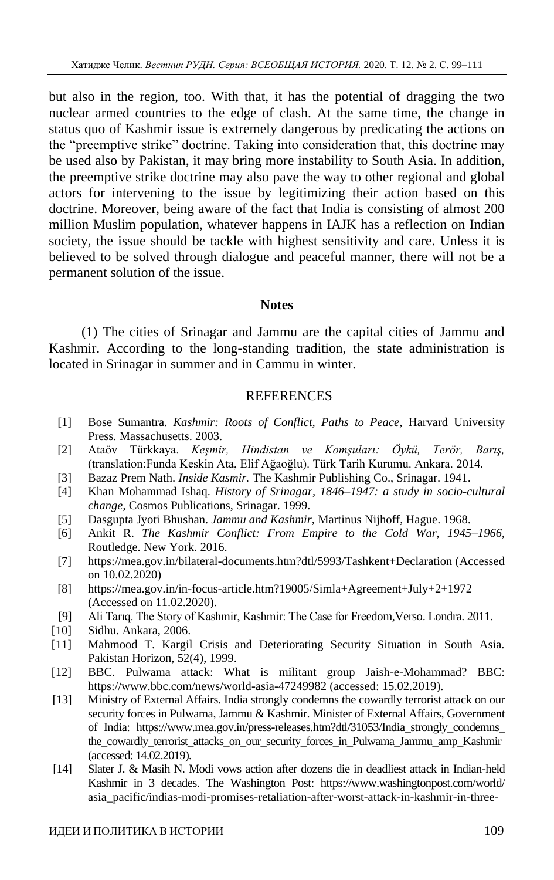but also in the region, too. With that, it has the potential of dragging the two nuclear armed countries to the edge of clash. At the same time, the change in status quo of Kashmir issue is extremely dangerous by predicating the actions on the "preemptive strike" doctrine. Taking into consideration that, this doctrine may be used also by Pakistan, it may bring more instability to South Asia. In addition, the preemptive strike doctrine may also pave the way to other regional and global actors for intervening to the issue by legitimizing their action based on this doctrine. Moreover, being aware of the fact that India is consisting of almost 200 million Muslim population, whatever happens in IAJK has a reflection on Indian society, the issue should be tackle with highest sensitivity and care. Unless it is believed to be solved through dialogue and peaceful manner, there will not be a permanent solution of the issue.

## Notes

(1) The cities of Srinagar and Jammu are the capital cities of Jammu and Kashmir. According to the long-standing tradition, the state administration is located in Srinagar in summer and in Cammu in winter.

## REFERENCES

[1] Bose Sumantra. *Kashmir: Roots of Conflict, Paths to Peace,* Harvard University Press. Massachusetts. 2003.

[2] Ataöv Türkkaya. *Keşmir, Hindistan ve Komşuları: Öykü, Terör, Barış,* (translation:Funda Keskin Ata, Elif Ağaoğlu). Türk Tarih Kurumu. Ankara. 2014.

[3] Bazaz Prem Nath. *Inside Kasmir.* The Kashmir Publishing Co., Srinagar. 1941.

[4] Khan Mohammad Ishaq. *History of Srinagar, 1846–1947: a study in socio-cultural change,* Cosmos Publications, Srinagar. 1999.

[5] Dasgupta Jyoti Bhushan. *Jammu and Kashmir,* Martinus Nijhoff, Hague. 1968.

[6] Ankit R. *The Kashmir Conflict: From Empire to the Cold War, 1945–1966,* Routledge. New York. 2016.

[7] https://mea.gov.in/bilateral-documents.htm?dtl/5993/Tashkent+Declaration (Accessed on 10.02.2020)

[8] https://mea.gov.in/in-focus-article.htm?19005/Simla+Agreement+July+2+1972 (Accessed on 11.02.2020).

[9] Ali Tarıq. The Story of Kashmir, Kashmir: The Case for Freedom,Verso. Londra. 2011.

[10] Sidhu. Ankara, 2006.

[11] Mahmood T. Kargil Crisis and Deteriorating Security Situation in South Asia. Pakistan Horizon, 52(4), 1999.

[12] BBC. Pulwama attack: What is militant group Jaish-e-Mohammad? BBC: https://www.bbc.com/news/world-asia-47249982 (accessed: 15.02.2019).

[13] Ministry of External Affairs. India strongly condemns the cowardly terrorist attack on our security forces in Pulwama, Jammu & Kashmir. Minister of External Affairs, Government of India: https://www.mea.gov.in/press-releases.htm?dtl/31053/India_strongly_condemns_the_cowardly_terrorist_attacks_on_our_security_forces_in_Pulwama_Jammu_amp_Kashmir (accessed: 14.02.2019).

[14] Slater J. & Masih N. Modi vows action after dozens die in deadliest attack in Indian-held Kashmir in 3 decades. The Washington Post: https://www.washingtonpost.com/world/asia_pacific/indias-modi-promises-retaliation-after-worst-attack-in-kashmir-in-three-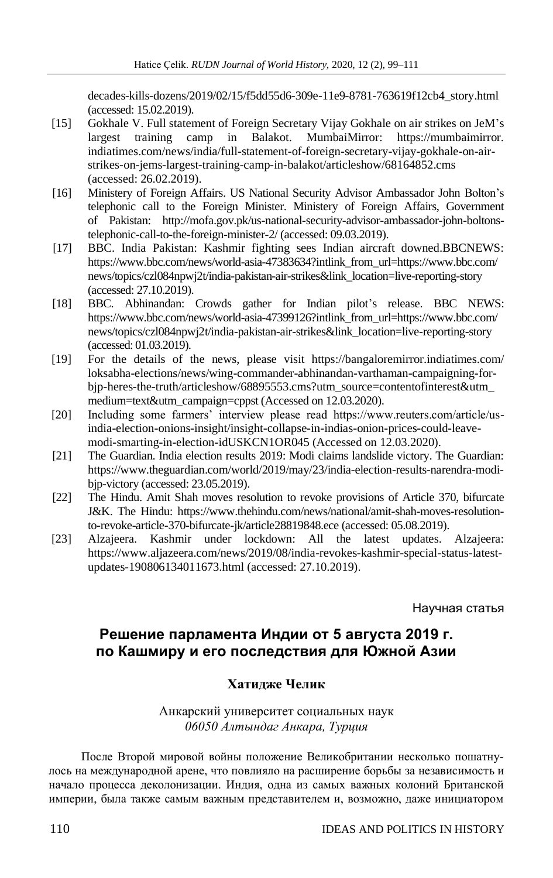decades-kills-dozens/2019/02/15/f5dd55d6-309e-11e9-8781-763619f12cb4_story.html (accessed: 15.02.2019).

[15] Gokhale V. Full statement of Foreign Secretary Vijay Gokhale on air strikes on JeM's largest training camp in Balakot. MumbaiMirror: https://mumbaimirror.indiatimes.com/news/india/full-statement-of-foreign-secretary-vijay-gokhale-on-air-strikes-on-jems-largest-training-camp-in-balakot/articleshow/68164852.cms (accessed: 26.02.2019).

[16] Ministery of Foreign Affairs. US National Security Advisor Ambassador John Bolton's telephonic call to the Foreign Minister. Ministery of Foreign Affairs, Government of Pakistan: http://mofa.gov.pk/us-national-security-advisor-ambassador-john-boltons-telephonic-call-to-the-foreign-minister-2/ (accessed: 09.03.2019).

[17] BBC. India Pakistan: Kashmir fighting sees Indian aircraft downed.BBCNEWS: https://www.bbc.com/news/world-asia-47383634?intlink_from_url=https://www.bbc.com/news/topics/czl084npwj2t/india-pakistan-air-strikes&link_location=live-reporting-story (accessed: 27.10.2019).

[18] BBC. Abhinandan: Crowds gather for Indian pilot's release. BBC NEWS: https://www.bbc.com/news/world-asia-47399126?intlink_from_url=https://www.bbc.com/news/topics/czl084npwj2t/india-pakistan-air-strikes&link_location=live-reporting-story (accessed: 01.03.2019).

[19] For the details of the news, please visit https://bangaloremirror.indiatimes.com/loksabha-elections/news/wing-commander-abhinandan-varthaman-campaigning-for-bjp-heres-the-truth/articleshow/68895553.cms?utm_source=contentofinterest&utm_medium=text&utm_campaign=cppst (Accessed on 12.03.2020).

[20] Including some farmers' interview please read https://www.reuters.com/article/us-india-election-onions-insight/insight-collapse-in-indias-onion-prices-could-leave-modi-smarting-in-election-idUSKCN1OR045 (Accessed on 12.03.2020).

[21] The Guardian. India election results 2019: Modi claims landslide victory. The Guardian: https://www.theguardian.com/world/2019/may/23/india-election-results-narendra-modi-bjp-victory (accessed: 23.05.2019).

[22] The Hindu. Amit Shah moves resolution to revoke provisions of Article 370, bifurcate J&K. The Hindu: https://www.thehindu.com/news/national/amit-shah-moves-resolution-to-revoke-article-370-bifurcate-jk/article28819848.ece (accessed: 05.08.2019).

[23] Alzajeera. Kashmir under lockdown: All the latest updates. Alzajeera: https://www.aljazeera.com/news/2019/08/india-revokes-kashmir-special-status-latest-updates-190806134011673.html (accessed: 27.10.2019).

Научная статья

# Решение парламента Индии от 5 августа 2019 г. по Кашмиру и его последствия для Южной Азии

**Хатидже Челик**

Анкарский университет социальных наук
*06050 Алтындаг Анкара, Турция*

После Второй мировой войны положение Великобритании несколько пошатнулось на международной арене, что повлияло на расширение борьбы за независимость и начало процесса деколонизации. Индия, одна из самых важных колоний Британской империи, была также самым важным представителем и, возможно, даже инициатором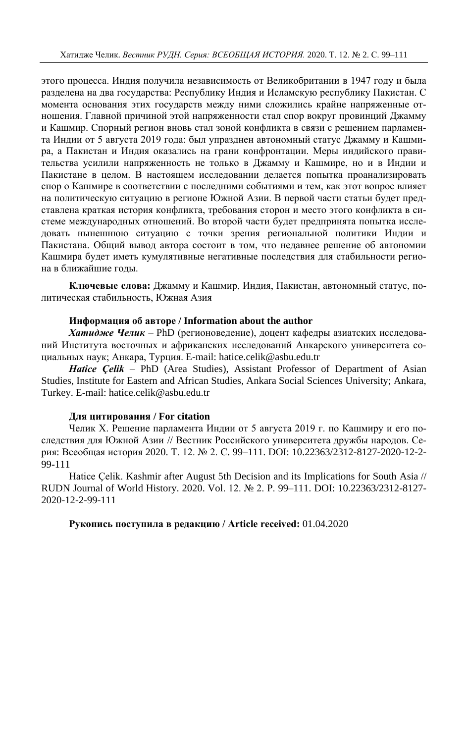этого процесса. Индия получила независимость от Великобритании в 1947 году и была разделена на два государства: Республику Индия и Исламскую республику Пакистан. С момента основания этих государств между ними сложились крайне напряженные отношения. Главной причиной этой напряженности стал спор вокруг провинций Джамму и Кашмир. Спорный регион вновь стал зоной конфликта в связи с решением парламента Индии от 5 августа 2019 года: был упразднен автономный статус Джамму и Кашмира, а Пакистан и Индия оказались на грани конфронтации. Меры индийского правительства усилили напряженность не только в Джамму и Кашмире, но и в Индии и Пакистане в целом. В настоящем исследовании делается попытка проанализировать спор о Кашмире в соответствии с последними событиями и тем, как этот вопрос влияет на политическую ситуацию в регионе Южной Азии. В первой части статьи будет представлена краткая история конфликта, требования сторон и место этого конфликта в системе международных отношений. Во второй части будет предпринята попытка исследовать нынешнюю ситуацию с точки зрения региональной политики Индии и Пакистана. Общий вывод автора состоит в том, что недавнее решение об автономии Кашмира будет иметь кумулятивные негативные последствия для стабильности региона в ближайшие годы.

**Ключевые слова:** Джамму и Кашмир, Индия, Пакистан, автономный статус, политическая стабильность, Южная Азия

**Информация об авторе / Information about the author**

***Хатидже Челик*** – PhD (регионоведение), доцент кафедры азиатских исследований Института восточных и африканских исследований Анкарского университета социальных наук; Анкара, Турция. E-mail: hatice.celik@asbu.edu.tr

***Hatice Çelik*** – PhD (Area Studies), Assistant Professor of Department of Asian Studies, Institute for Eastern and African Studies, Ankara Social Sciences University; Ankara, Turkey. E-mail: hatice.celik@asbu.edu.tr

**Для цитирования / For citation**

Челик Х. Решение парламента Индии от 5 августа 2019 г. по Кашмиру и его последствия для Южной Азии // Вестник Российского университета дружбы народов. Серия: Всеобщая история 2020. Т. 12. № 2. С. 99–111. DOI: 10.22363/2312-8127-2020-12-2-99-111

Hatice Çelik. Kashmir after August 5th Decision and its Implications for South Asia // RUDN Journal of World History. 2020. Vol. 12. № 2. P. 99–111. DOI: 10.22363/2312-8127-2020-12-2-99-111

**Рукопись поступила в редакцию / Article received:** 01.04.2020